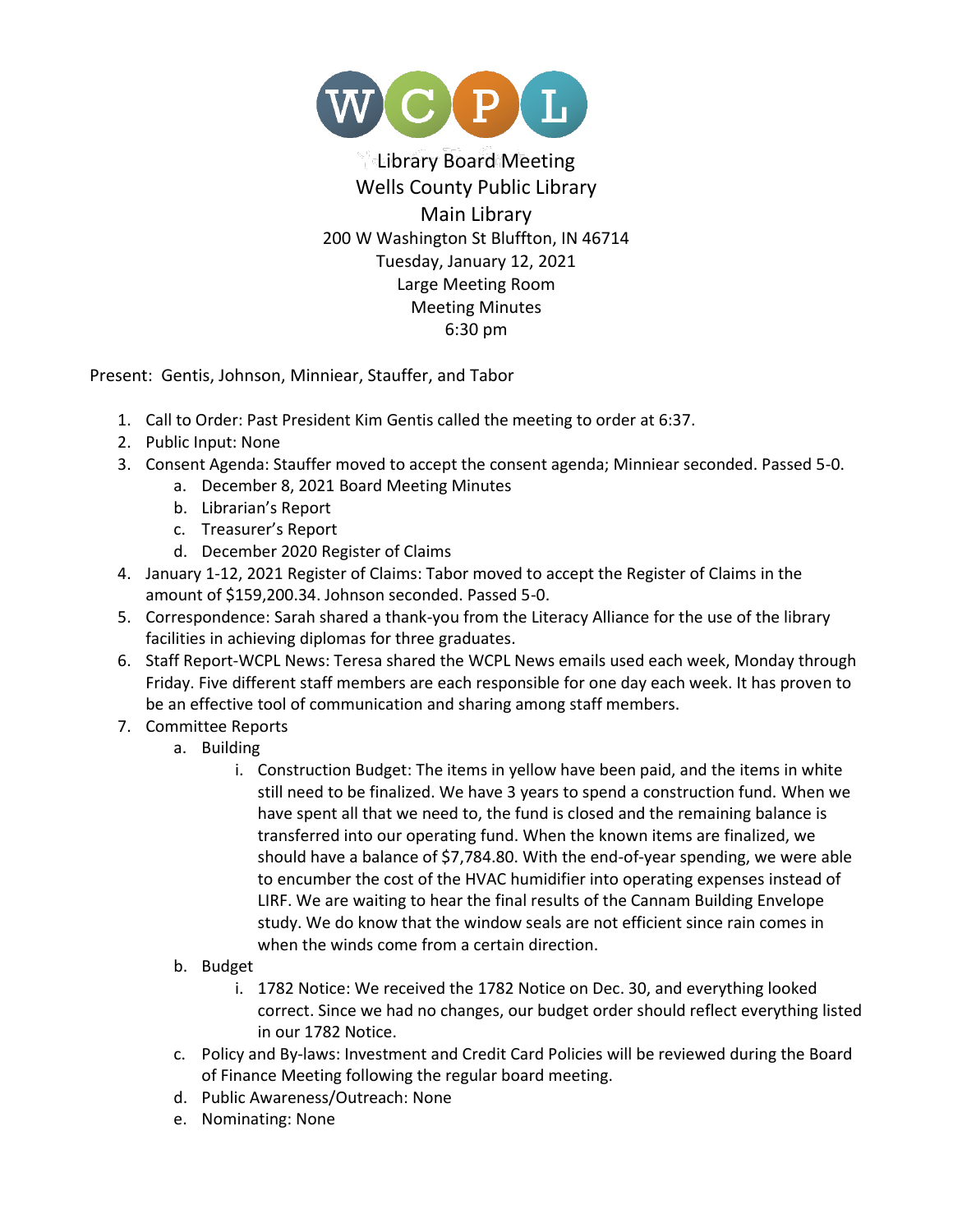WCPL

# Library Board Meeting
## Wells County Public Library
### Main Library

200 W Washington St Bluffton, IN 46714
Tuesday, January 12, 2021
Large Meeting Room
Meeting Minutes
6:30 pm

Present: Gentis, Johnson, Minniear, Stauffer, and Tabor

1. Call to Order: Past President Kim Gentis called the meeting to order at 6:37.
2. Public Input: None
3. Consent Agenda: Stauffer moved to accept the consent agenda; Minniear seconded. Passed 5-0.
    a. December 8, 2021 Board Meeting Minutes
    b. Librarian's Report
    c. Treasurer's Report
    d. December 2020 Register of Claims
4. January 1-12, 2021 Register of Claims: Tabor moved to accept the Register of Claims in the amount of $159,200.34. Johnson seconded. Passed 5-0.
5. Correspondence: Sarah shared a thank-you from the Literacy Alliance for the use of the library facilities in achieving diplomas for three graduates.
6. Staff Report-WCPL News: Teresa shared the WCPL News emails used each week, Monday through Friday. Five different staff members are each responsible for one day each week. It has proven to be an effective tool of communication and sharing among staff members.
7. Committee Reports
    a. Building
        i. Construction Budget: The items in yellow have been paid, and the items in white still need to be finalized. We have 3 years to spend a construction fund. When we have spent all that we need to, the fund is closed and the remaining balance is transferred into our operating fund. When the known items are finalized, we should have a balance of $7,784.80. With the end-of-year spending, we were able to encumber the cost of the HVAC humidifier into operating expenses instead of LIRF. We are waiting to hear the final results of the Cannam Building Envelope study. We do know that the window seals are not efficient since rain comes in when the winds come from a certain direction.
    b. Budget
        i. 1782 Notice: We received the 1782 Notice on Dec. 30, and everything looked correct. Since we had no changes, our budget order should reflect everything listed in our 1782 Notice.
    c. Policy and By-laws: Investment and Credit Card Policies will be reviewed during the Board of Finance Meeting following the regular board meeting.
    d. Public Awareness/Outreach: None
    e. Nominating: None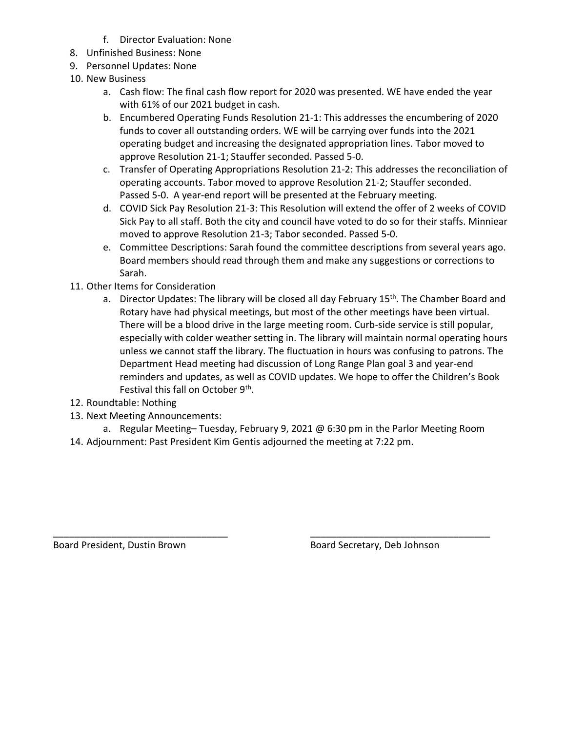f. Director Evaluation: None

8. Unfinished Business: None
9. Personnel Updates: None
10. New Business
    a. Cash flow: The final cash flow report for 2020 was presented. WE have ended the year with 61% of our 2021 budget in cash.
    b. Encumbered Operating Funds Resolution 21-1: This addresses the encumbering of 2020 funds to cover all outstanding orders. WE will be carrying over funds into the 2021 operating budget and increasing the designated appropriation lines. Tabor moved to approve Resolution 21-1; Stauffer seconded. Passed 5-0.
    c. Transfer of Operating Appropriations Resolution 21-2: This addresses the reconciliation of operating accounts. Tabor moved to approve Resolution 21-2; Stauffer seconded. Passed 5-0. A year-end report will be presented at the February meeting.
    d. COVID Sick Pay Resolution 21-3: This Resolution will extend the offer of 2 weeks of COVID Sick Pay to all staff. Both the city and council have voted to do so for their staffs. Minniear moved to approve Resolution 21-3; Tabor seconded. Passed 5-0.
    e. Committee Descriptions: Sarah found the committee descriptions from several years ago. Board members should read through them and make any suggestions or corrections to Sarah.
11. Other Items for Consideration
    a. Director Updates: The library will be closed all day February 15th. The Chamber Board and Rotary have had physical meetings, but most of the other meetings have been virtual. There will be a blood drive in the large meeting room. Curb-side service is still popular, especially with colder weather setting in. The library will maintain normal operating hours unless we cannot staff the library. The fluctuation in hours was confusing to patrons. The Department Head meeting had discussion of Long Range Plan goal 3 and year-end reminders and updates, as well as COVID updates. We hope to offer the Children's Book Festival this fall on October 9th.
12. Roundtable: Nothing
13. Next Meeting Announcements:
    a. Regular Meeting– Tuesday, February 9, 2021 @ 6:30 pm in the Parlor Meeting Room
14. Adjournment: Past President Kim Gentis adjourned the meeting at 7:22 pm.

_________________________________ Board President, Dustin Brown

_________________________________ Board Secretary, Deb Johnson